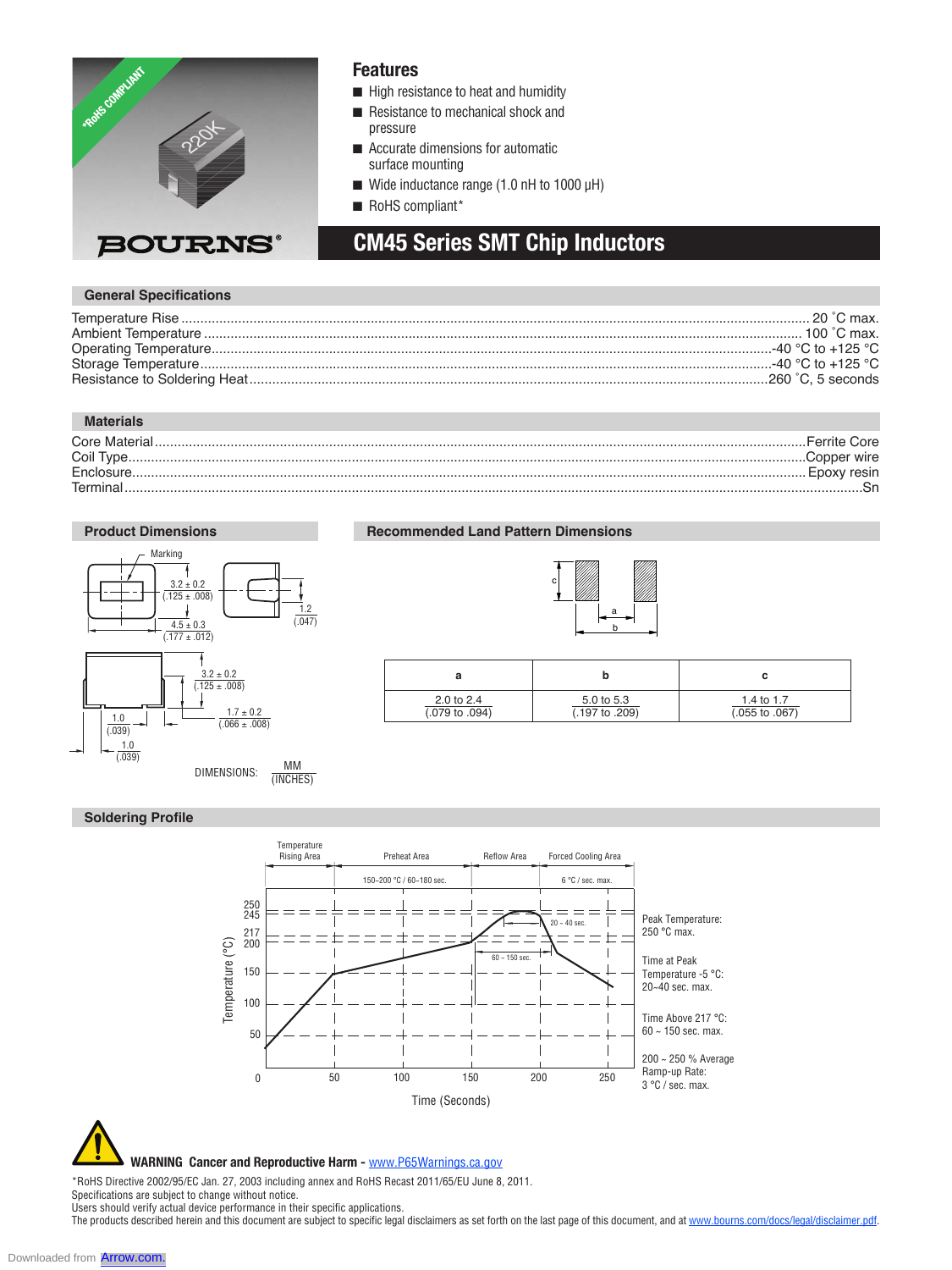# CM45 Series SMT Chip Inductors

## Features

- High resistance to heat and humidity
- Resistance to mechanical shock and pressure
- Accurate dimensions for automatic surface mounting
- Wide inductance range (1.0 nH to 1000 μH)
- RoHS compliant*

## General Specifications

| | |
|---|---|
| Temperature Rise | 20 °C max. |
| Ambient Temperature | 100 °C max. |
| Operating Temperature | -40 °C to +125 °C |
| Storage Temperature | -40 °C to +125 °C |
| Resistance to Soldering Heat | 260 °C, 5 seconds |

## Materials

| | |
|---|---|
| Core Material | Ferrite Core |
| Coil Type | Copper wire |
| Enclosure | Epoxy resin |
| Terminal | Sn |

## Product Dimensions

Marking

3.2 ± 0.2 (.125 ± .008)

4.5 ± 0.3 (.177 ± .012)

1.2 (.047)

3.2 ± 0.2 (.125 ± .008)

1.7 ± 0.2 (.066 ± .008)

1.0 (.039)

1.0 (.039)

DIMENSIONS: MM (INCHES)

## Recommended Land Pattern Dimensions

| a | b | c |
|---|---|---|
| 2.0 to 2.4 (.079 to .094) | 5.0 to 5.3 (.197 to .209) | 1.4 to 1.7 (.055 to .067) |

## Soldering Profile

Temperature Rising Area | Preheat Area | Reflow Area | Forced Cooling Area

150~200 °C / 60~180 sec. | 6 °C / sec. max.

20 ~ 40 sec. | 60 ~ 150 sec.

Temperature (°C) | Time (Seconds)

Peak Temperature: 250 °C max.

Time at Peak Temperature -5 °C: 20~40 sec. max.

Time Above 217 °C: 60 ~ 150 sec. max.

200 ~ 250 % Average Ramp-up Rate: 3 °C / sec. max.

**WARNING Cancer and Reproductive Harm -** www.P65Warnings.ca.gov

*RoHS Directive 2002/95/EC Jan. 27, 2003 including annex and RoHS Recast 2011/65/EU June 8, 2011.
Specifications are subject to change without notice.
Users should verify actual device performance in their specific applications.
The products described herein and this document are subject to specific legal disclaimers as set forth on the last page of this document, and at www.bourns.com/docs/legal/disclaimer.pdf.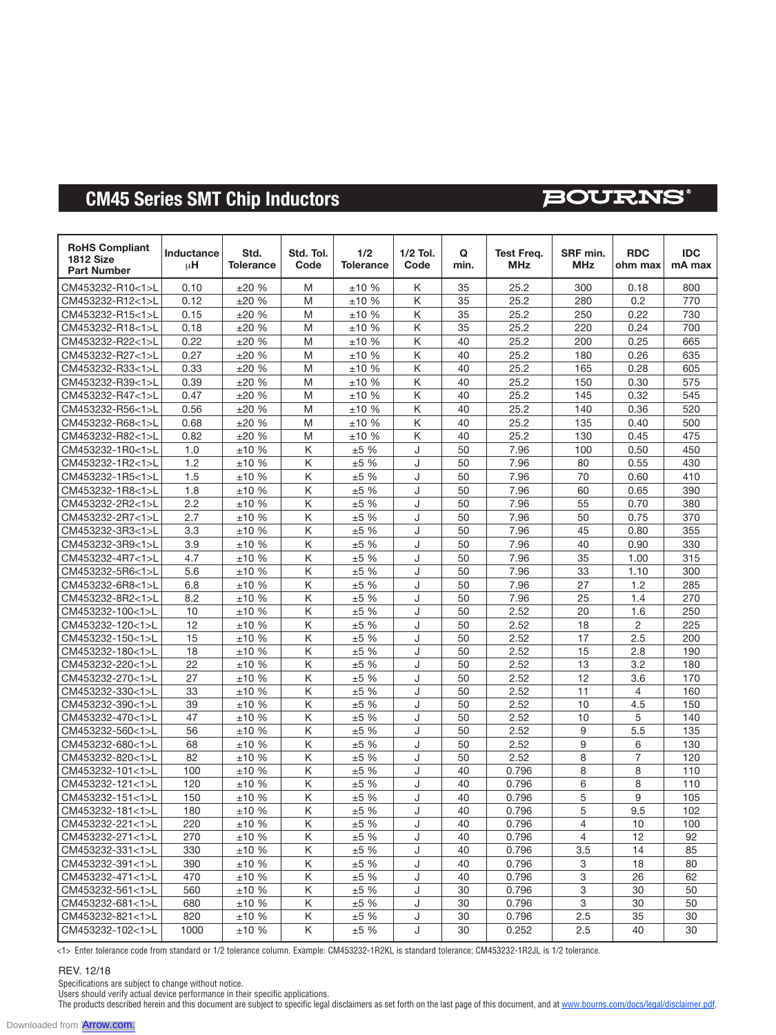## CM45 Series SMT Chip Inductors

| RoHS Compliant 1812 Size Part Number | Inductance µH | Std. Tolerance | Std. Tol. Code | 1/2 Tolerance | 1/2 Tol. Code | Q min. | Test Freq. MHz | SRF min. MHz | RDC ohm max | IDC mA max |
|---|---|---|---|---|---|---|---|---|---|---|
| CM453232-R10<1>L | 0.10 | ±20 % | M | ±10 % | K | 35 | 25.2 | 300 | 0.18 | 800 |
| CM453232-R12<1>L | 0.12 | ±20 % | M | ±10 % | K | 35 | 25.2 | 280 | 0.2 | 770 |
| CM453232-R15<1>L | 0.15 | ±20 % | M | ±10 % | K | 35 | 25.2 | 250 | 0.22 | 730 |
| CM453232-R18<1>L | 0.18 | ±20 % | M | ±10 % | K | 35 | 25.2 | 220 | 0.24 | 700 |
| CM453232-R22<1>L | 0.22 | ±20 % | M | ±10 % | K | 40 | 25.2 | 200 | 0.25 | 665 |
| CM453232-R27<1>L | 0.27 | ±20 % | M | ±10 % | K | 40 | 25.2 | 180 | 0.26 | 635 |
| CM453232-R33<1>L | 0.33 | ±20 % | M | ±10 % | K | 40 | 25.2 | 165 | 0.28 | 605 |
| CM453232-R39<1>L | 0.39 | ±20 % | M | ±10 % | K | 40 | 25.2 | 150 | 0.30 | 575 |
| CM453232-R47<1>L | 0.47 | ±20 % | M | ±10 % | K | 40 | 25.2 | 145 | 0.32 | 545 |
| CM453232-R56<1>L | 0.56 | ±20 % | M | ±10 % | K | 40 | 25.2 | 140 | 0.36 | 520 |
| CM453232-R68<1>L | 0.68 | ±20 % | M | ±10 % | K | 40 | 25.2 | 135 | 0.40 | 500 |
| CM453232-R82<1>L | 0.82 | ±20 % | M | ±10 % | K | 40 | 25.2 | 130 | 0.45 | 475 |
| CM453232-1R0<1>L | 1.0 | ±10 % | K | ±5 % | J | 50 | 7.96 | 100 | 0.50 | 450 |
| CM453232-1R2<1>L | 1.2 | ±10 % | K | ±5 % | J | 50 | 7.96 | 80 | 0.55 | 430 |
| CM453232-1R5<1>L | 1.5 | ±10 % | K | ±5 % | J | 50 | 7.96 | 70 | 0.60 | 410 |
| CM453232-1R8<1>L | 1.8 | ±10 % | K | ±5 % | J | 50 | 7.96 | 60 | 0.65 | 390 |
| CM453232-2R2<1>L | 2.2 | ±10 % | K | ±5 % | J | 50 | 7.96 | 55 | 0.70 | 380 |
| CM453232-2R7<1>L | 2.7 | ±10 % | K | ±5 % | J | 50 | 7.96 | 50 | 0.75 | 370 |
| CM453232-3R3<1>L | 3.3 | ±10 % | K | ±5 % | J | 50 | 7.96 | 45 | 0.80 | 355 |
| CM453232-3R9<1>L | 3.9 | ±10 % | K | ±5 % | J | 50 | 7.96 | 40 | 0.90 | 330 |
| CM453232-4R7<1>L | 4.7 | ±10 % | K | ±5 % | J | 50 | 7.96 | 35 | 1.00 | 315 |
| CM453232-5R6<1>L | 5.6 | ±10 % | K | ±5 % | J | 50 | 7.96 | 33 | 1.10 | 300 |
| CM453232-6R8<1>L | 6.8 | ±10 % | K | ±5 % | J | 50 | 7.96 | 27 | 1.2 | 285 |
| CM453232-8R2<1>L | 8.2 | ±10 % | K | ±5 % | J | 50 | 7.96 | 25 | 1.4 | 270 |
| CM453232-100<1>L | 10 | ±10 % | K | ±5 % | J | 50 | 2.52 | 20 | 1.6 | 250 |
| CM453232-120<1>L | 12 | ±10 % | K | ±5 % | J | 50 | 2.52 | 18 | 2 | 225 |
| CM453232-150<1>L | 15 | ±10 % | K | ±5 % | J | 50 | 2.52 | 17 | 2.5 | 200 |
| CM453232-180<1>L | 18 | ±10 % | K | ±5 % | J | 50 | 2.52 | 15 | 2.8 | 190 |
| CM453232-220<1>L | 22 | ±10 % | K | ±5 % | J | 50 | 2.52 | 13 | 3.2 | 180 |
| CM453232-270<1>L | 27 | ±10 % | K | ±5 % | J | 50 | 2.52 | 12 | 3.6 | 170 |
| CM453232-330<1>L | 33 | ±10 % | K | ±5 % | J | 50 | 2.52 | 11 | 4 | 160 |
| CM453232-390<1>L | 39 | ±10 % | K | ±5 % | J | 50 | 2.52 | 10 | 4.5 | 150 |
| CM453232-470<1>L | 47 | ±10 % | K | ±5 % | J | 50 | 2.52 | 10 | 5 | 140 |
| CM453232-560<1>L | 56 | ±10 % | K | ±5 % | J | 50 | 2.52 | 9 | 5.5 | 135 |
| CM453232-680<1>L | 68 | ±10 % | K | ±5 % | J | 50 | 2.52 | 9 | 6 | 130 |
| CM453232-820<1>L | 82 | ±10 % | K | ±5 % | J | 50 | 2.52 | 8 | 7 | 120 |
| CM453232-101<1>L | 100 | ±10 % | K | ±5 % | J | 40 | 0.796 | 8 | 8 | 110 |
| CM453232-121<1>L | 120 | ±10 % | K | ±5 % | J | 40 | 0.796 | 6 | 8 | 110 |
| CM453232-151<1>L | 150 | ±10 % | K | ±5 % | J | 40 | 0.796 | 5 | 9 | 105 |
| CM453232-181<1>L | 180 | ±10 % | K | ±5 % | J | 40 | 0.796 | 5 | 9.5 | 102 |
| CM453232-221<1>L | 220 | ±10 % | K | ±5 % | J | 40 | 0.796 | 4 | 10 | 100 |
| CM453232-271<1>L | 270 | ±10 % | K | ±5 % | J | 40 | 0.796 | 4 | 12 | 92 |
| CM453232-331<1>L | 330 | ±10 % | K | ±5 % | J | 40 | 0.796 | 3.5 | 14 | 85 |
| CM453232-391<1>L | 390 | ±10 % | K | ±5 % | J | 40 | 0.796 | 3 | 18 | 80 |
| CM453232-471<1>L | 470 | ±10 % | K | ±5 % | J | 40 | 0.796 | 3 | 26 | 62 |
| CM453232-561<1>L | 560 | ±10 % | K | ±5 % | J | 30 | 0.796 | 3 | 30 | 50 |
| CM453232-681<1>L | 680 | ±10 % | K | ±5 % | J | 30 | 0.796 | 3 | 30 | 50 |
| CM453232-821<1>L | 820 | ±10 % | K | ±5 % | J | 30 | 0.796 | 2.5 | 35 | 30 |
| CM453232-102<1>L | 1000 | ±10 % | K | ±5 % | J | 30 | 0.252 | 2.5 | 40 | 30 |

<1> Enter tolerance code from standard or 1/2 tolerance column. Example: CM453232-1R2KL is standard tolerance; CM453232-1R2JL is 1/2 tolerance.

REV. 12/18

Specifications are subject to change without notice.
Users should verify actual device performance in their specific applications.
The products described herein and this document are subject to specific legal disclaimers as set forth on the last page of this document, and at www.bourns.com/docs/legal/disclaimer.pdf.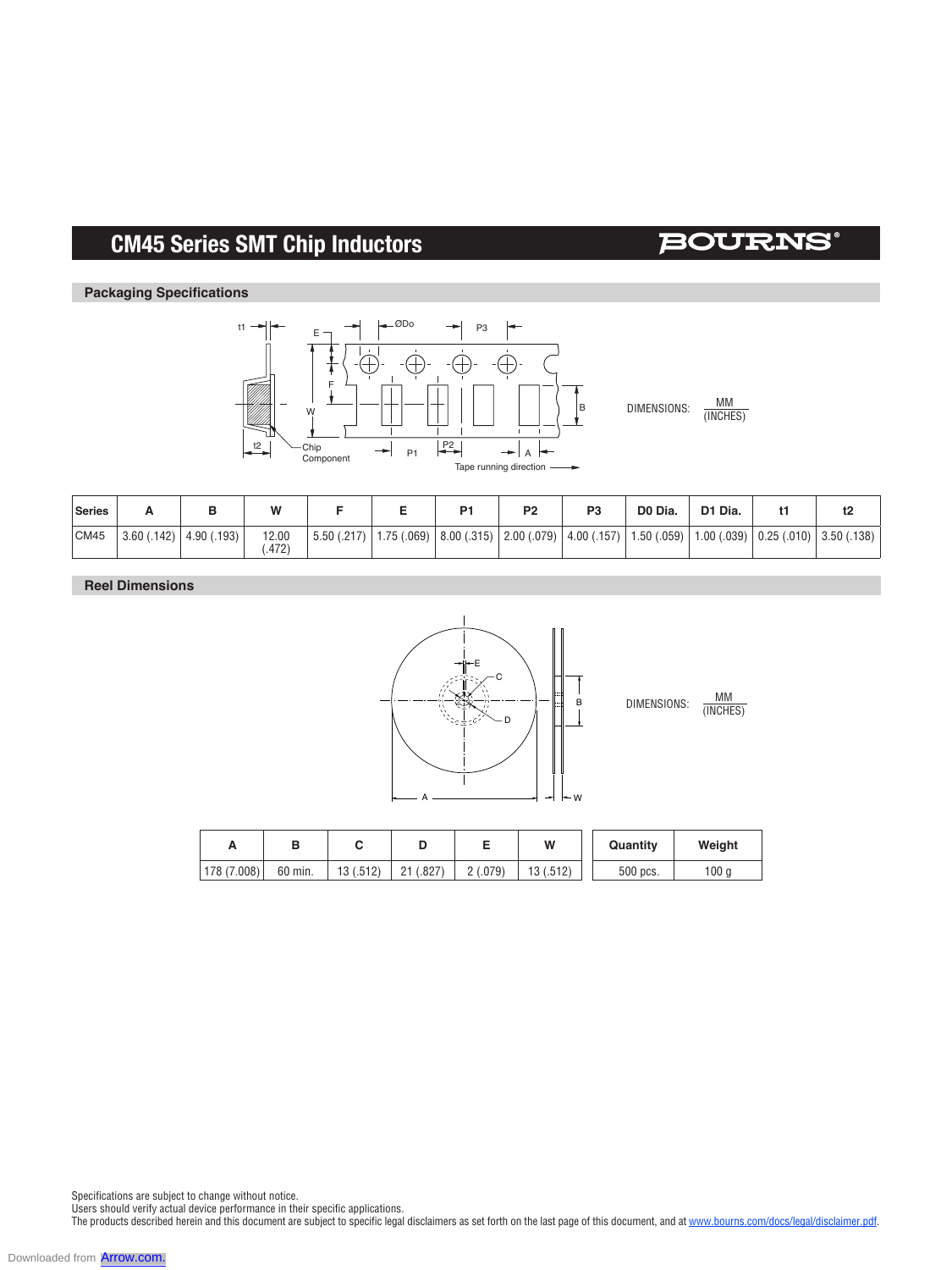# CM45 Series SMT Chip Inductors

## Packaging Specifications

DIMENSIONS: $\frac{\text{MM}}{\text{(INCHES)}}$

| Series | A | B | W | F | E | P1 | P2 | P3 | D0 Dia. | D1 Dia. | t1 | t2 |
|---|---|---|---|---|---|---|---|---|---|---|---|---|
| CM45 | 3.60 (.142) | 4.90 (.193) | 12.00 (.472) | 5.50 (.217) | 1.75 (.069) | 8.00 (.315) | 2.00 (.079) | 4.00 (.157) | 1.50 (.059) | 1.00 (.039) | 0.25 (.010) | 3.50 (.138) |

## Reel Dimensions

DIMENSIONS: $\frac{\text{MM}}{\text{(INCHES)}}$

| A | B | C | D | E | W |
|---|---|---|---|---|---|
| 178 (7.008) | 60 min. | 13 (.512) | 21 (.827) | 2 (.079) | 13 (.512) |

| Quantity | Weight |
|---|---|
| 500 pcs. | 100 g |

Specifications are subject to change without notice.
Users should verify actual device performance in their specific applications.
The products described herein and this document are subject to specific legal disclaimers as set forth on the last page of this document, and at www.bourns.com/docs/legal/disclaimer.pdf.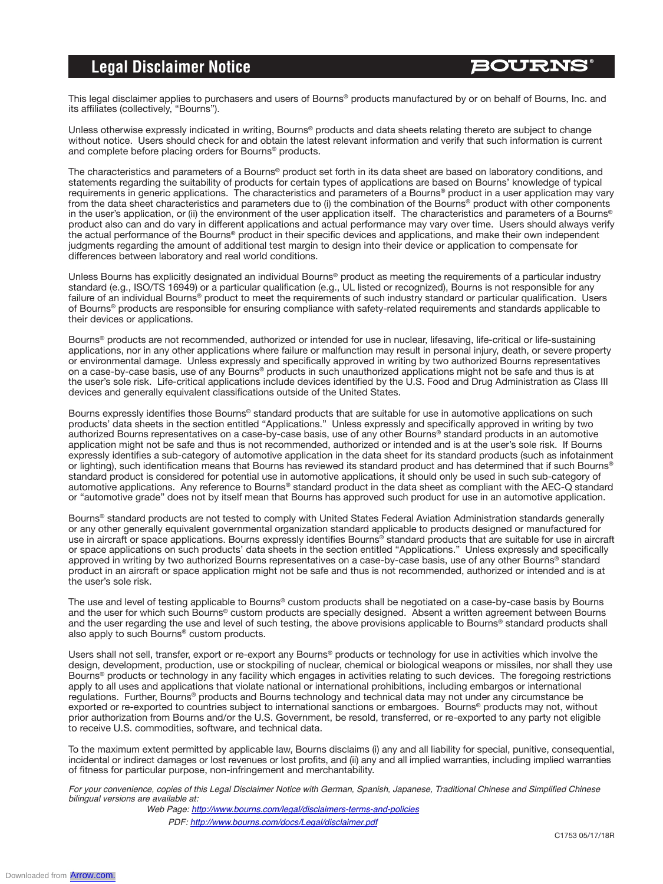# Legal Disclaimer Notice

This legal disclaimer applies to purchasers and users of Bourns® products manufactured by or on behalf of Bourns, Inc. and its affiliates (collectively, "Bourns").

Unless otherwise expressly indicated in writing, Bourns® products and data sheets relating thereto are subject to change without notice. Users should check for and obtain the latest relevant information and verify that such information is current and complete before placing orders for Bourns® products.

The characteristics and parameters of a Bourns® product set forth in its data sheet are based on laboratory conditions, and statements regarding the suitability of products for certain types of applications are based on Bourns' knowledge of typical requirements in generic applications. The characteristics and parameters of a Bourns® product in a user application may vary from the data sheet characteristics and parameters due to (i) the combination of the Bourns® product with other components in the user's application, or (ii) the environment of the user application itself. The characteristics and parameters of a Bourns® product also can and do vary in different applications and actual performance may vary over time. Users should always verify the actual performance of the Bourns® product in their specific devices and applications, and make their own independent judgments regarding the amount of additional test margin to design into their device or application to compensate for differences between laboratory and real world conditions.

Unless Bourns has explicitly designated an individual Bourns® product as meeting the requirements of a particular industry standard (e.g., ISO/TS 16949) or a particular qualification (e.g., UL listed or recognized), Bourns is not responsible for any failure of an individual Bourns® product to meet the requirements of such industry standard or particular qualification. Users of Bourns® products are responsible for ensuring compliance with safety-related requirements and standards applicable to their devices or applications.

Bourns® products are not recommended, authorized or intended for use in nuclear, lifesaving, life-critical or life-sustaining applications, nor in any other applications where failure or malfunction may result in personal injury, death, or severe property or environmental damage. Unless expressly and specifically approved in writing by two authorized Bourns representatives on a case-by-case basis, use of any Bourns® products in such unauthorized applications might not be safe and thus is at the user's sole risk. Life-critical applications include devices identified by the U.S. Food and Drug Administration as Class III devices and generally equivalent classifications outside of the United States.

Bourns expressly identifies those Bourns® standard products that are suitable for use in automotive applications on such products' data sheets in the section entitled "Applications." Unless expressly and specifically approved in writing by two authorized Bourns representatives on a case-by-case basis, use of any other Bourns® standard products in an automotive application might not be safe and thus is not recommended, authorized or intended and is at the user's sole risk. If Bourns expressly identifies a sub-category of automotive application in the data sheet for its standard products (such as infotainment or lighting), such identification means that Bourns has reviewed its standard product and has determined that if such Bourns® standard product is considered for potential use in automotive applications, it should only be used in such sub-category of automotive applications. Any reference to Bourns® standard product in the data sheet as compliant with the AEC-Q standard or "automotive grade" does not by itself mean that Bourns has approved such product for use in an automotive application.

Bourns® standard products are not tested to comply with United States Federal Aviation Administration standards generally or any other generally equivalent governmental organization standard applicable to products designed or manufactured for use in aircraft or space applications. Bourns expressly identifies Bourns® standard products that are suitable for use in aircraft or space applications on such products' data sheets in the section entitled "Applications." Unless expressly and specifically approved in writing by two authorized Bourns representatives on a case-by-case basis, use of any other Bourns® standard product in an aircraft or space application might not be safe and thus is not recommended, authorized or intended and is at the user's sole risk.

The use and level of testing applicable to Bourns® custom products shall be negotiated on a case-by-case basis by Bourns and the user for which such Bourns® custom products are specially designed. Absent a written agreement between Bourns and the user regarding the use and level of such testing, the above provisions applicable to Bourns® standard products shall also apply to such Bourns® custom products.

Users shall not sell, transfer, export or re-export any Bourns® products or technology for use in activities which involve the design, development, production, use or stockpiling of nuclear, chemical or biological weapons or missiles, nor shall they use Bourns® products or technology in any facility which engages in activities relating to such devices. The foregoing restrictions apply to all uses and applications that violate national or international prohibitions, including embargos or international regulations. Further, Bourns® products and Bourns technology and technical data may not under any circumstance be exported or re-exported to countries subject to international sanctions or embargoes. Bourns® products may not, without prior authorization from Bourns and/or the U.S. Government, be resold, transferred, or re-exported to any party not eligible to receive U.S. commodities, software, and technical data.

To the maximum extent permitted by applicable law, Bourns disclaims (i) any and all liability for special, punitive, consequential, incidental or indirect damages or lost revenues or lost profits, and (ii) any and all implied warranties, including implied warranties of fitness for particular purpose, non-infringement and merchantability.

*For your convenience, copies of this Legal Disclaimer Notice with German, Spanish, Japanese, Traditional Chinese and Simplified Chinese bilingual versions are available at:*

*Web Page: http://www.bourns.com/legal/disclaimers-terms-and-policies*

*PDF: http://www.bourns.com/docs/Legal/disclaimer.pdf*

C1753 05/17/18R